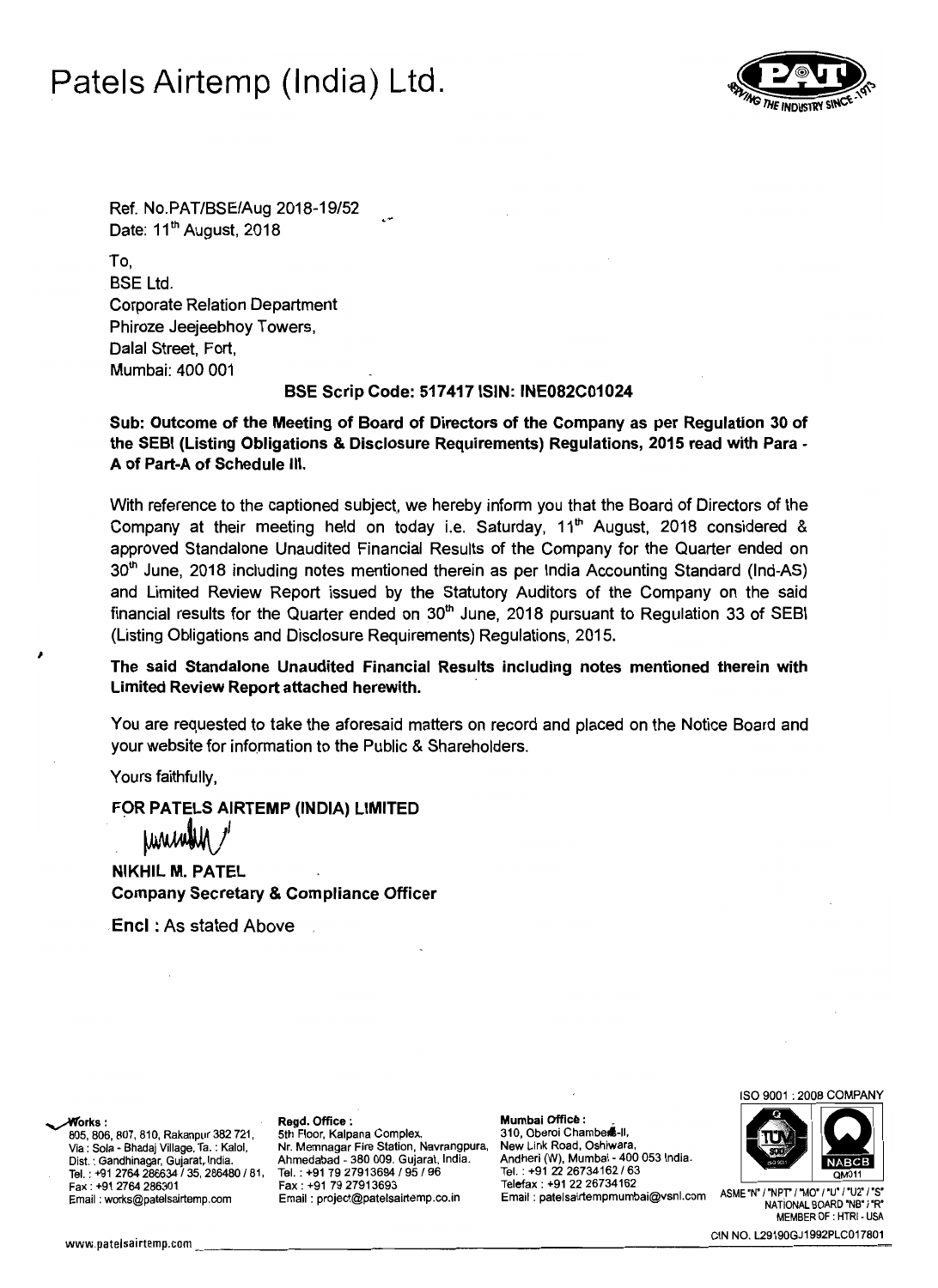# Patels Airtemp (India) Ltd.

Ref. No.PAT/BSE/Aug 2018-19/52
Date: 11th August, 2018

To,
BSE Ltd.
Corporate Relation Department
Phiroze Jeejeebhoy Towers,
Dalal Street, Fort,
Mumbai: 400 001

**BSE Scrip Code: 517417 ISIN: INE082C01024**

**Sub: Outcome of the Meeting of Board of Directors of the Company as per Regulation 30 of the SEBI (Listing Obligations & Disclosure Requirements) Regulations, 2015 read with Para - A of Part-A of Schedule III.**

With reference to the captioned subject, we hereby inform you that the Board of Directors of the Company at their meeting held on today i.e. Saturday, 11th August, 2018 considered & approved Standalone Unaudited Financial Results of the Company for the Quarter ended on 30th June, 2018 including notes mentioned therein as per India Accounting Standard (Ind-AS) and Limited Review Report issued by the Statutory Auditors of the Company on the said financial results for the Quarter ended on 30th June, 2018 pursuant to Regulation 33 of SEBI (Listing Obligations and Disclosure Requirements) Regulations, 2015.

**The said Standalone Unaudited Financial Results including notes mentioned therein with Limited Review Report attached herewith.**

You are requested to take the aforesaid matters on record and placed on the Notice Board and your website for information to the Public & Shareholders.

Yours faithfully,

**FOR PATELS AIRTEMP (INDIA) LIMITED**

**NIKHIL M. PATEL**
**Company Secretary & Compliance Officer**

**Encl** : As stated Above

**Works :**
805, 806, 807, 810, Rakanpur 382 721,
Via : Sola - Bhadaj Village, Ta. : Kalol,
Dist. : Gandhinagar, Gujarat, India.
Tel. : +91 2764 286634 / 35, 286480 / 81,
Fax : +91 2764 286301
Email : works@patelsairtemp.com

**Regd. Office :**
5th Floor, Kalpana Complex,
Nr. Memnagar Fire Station, Navrangpura,
Ahmedabad - 380 009. Gujarat, India.
Tel. : +91 79 27913694 / 95 / 96
Fax : +91 79 27913693
Email : project@patelsairtemp.co.in

**Mumbai Office :**
310, Oberoi Chambers-II,
New Link Road, Oshiwara,
Andheri (W), Mumbai - 400 053 India.
Tel. : +91 22 26734162 / 63
Telefax : +91 22 26734162
Email : patelsairtempmumbai@vsnl.com

ISO 9001 : 2008 COMPANY
ASME "N" / "NPT" / "MO" / "U" / "U2" / "S"
NATIONAL BOARD "NB" / "R"
MEMBER OF : HTRI - USA

www.patelsairtemp.com

CIN NO. L29190GJ1992PLC017801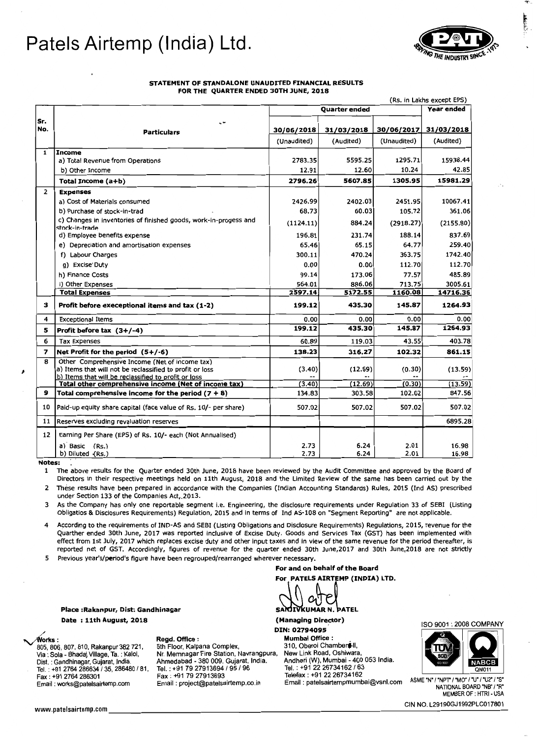# Patels Airtemp (India) Ltd.

**STATEMENT OF STANDALONE UNAUDITED FINANCIAL RESULTS FOR THE QUARTER ENDED 30TH JUNE, 2018**

(Rs. in Lakhs except EPS)

| Sr. No. | Particulars | Quarter ended | | | Year ended |
|---|---|---|---|---|---|
| | | 30/06/2018 | 31/03/2018 | 30/06/2017 | 31/03/2018 |
| | | (Unaudited) | (Audited) | (Unaudited) | (Audited) |
| 1 | **Income** | | | | |
| | a) Total Revenue from Operations | 2783.35 | 5595.25 | 1295.71 | 15938.44 |
| | b) Other Income | 12.91 | 12.60 | 10.24 | 42.85 |
| | **Total Income (a+b)** | **2796.26** | **5607.85** | **1305.95** | **15981.29** |
| 2 | **Expenses** | | | | |
| | a) Cost of Materials consumed | 2426.99 | 2402.03 | 2451.95 | 10067.41 |
| | b) Purchase of stock-in-trad | 68.73 | 60.03 | 105.72 | 361.06 |
| | c) Changes in inventories of finished goods, work-in-progess and stock-in-trade | (1124.11) | 884.24 | (2918.27) | (2155.80) |
| | d) Employee benefits expense | 196.81 | 231.74 | 188.14 | 837.69 |
| | e) Depreciation and amortisation expenses | 65.46 | 65.15 | 64.77 | 259.40 |
| | f) Labour Charges | 300.11 | 470.24 | 363.75 | 1742.40 |
| | g) Excise Duty | 0.00 | 0.00 | 112.70 | 112.70 |
| | h) Finance Costs | 99.14 | 173.06 | 77.57 | 485.89 |
| | i) Other Expenses | 564.01 | 886.06 | 713.75 | 3005.61 |
| | **Total Expenses** | **2597.14** | **5172.55** | **1160.08** | **14716.36** |
| 3 | **Profit before execeptional items and tax (1-2)** | **199.12** | **435.30** | **145.87** | **1264.93** |
| 4 | Exceptional Items | 0.00 | 0.00 | 0.00 | 0.00 |
| 5 | **Profit before tax (3+/-4)** | **199.12** | **435.30** | **145.87** | **1264.93** |
| 6 | Tax Expenses | 60.89 | 119.03 | 43.55 | 403.78 |
| 7 | **Net Profit for the period (5+/-6)** | **138.23** | **316.27** | **102.32** | **861.15** |
| 8 | Other Comprehensive Income (Net of income tax) | | | | |
| | a) Items that will not be reclassified to profit or loss | (3.40) | (12.69) | (0.30) | (13.59) |
| | b) Items that will be reclassified to profit or loss | -- | -- | -- | -- |
| | **Total other comprehensive income (Net of income tax)** | **(3.40)** | **(12.69)** | **(0.30)** | **(13.59)** |
| 9 | **Total comprehensive income for the period (7 + 8)** | 134.83 | 303.58 | 102.02 | 847.56 |
| 10 | Paid-up equity share capital (face value of Rs. 10/- per share) | 507.02 | 507.02 | 507.02 | 507.02 |
| 11 | Reserves excluding revaluation reserves | | | | 6895.28 |
| 12 | Earning Per Share (EPS) of Rs. 10/- each (Not Annualised) | | | | |
| | a) Basic (Rs.) | 2.73 | 6.24 | 2.01 | 16.98 |
| | b) Diluted (Rs.) | 2.73 | 6.24 | 2.01 | 16.98 |

**Notes:**

1. The above results for the Quarter ended 30th June, 2018 have been reviewed by the Audit Committee and approved by the Board of Directors in their respective meetings held on 11th August, 2018 and the Limited Review of the same has been carried out by the
2. These results have been prepared in accordance with the Companies (Indian Accounting Standards) Rules, 2015 (Ind AS) prescribed under Section 133 of the Companies Act, 2013.
3. As the Company has only one reportable segment i.e. Engineering, the disclosure requirements under Regulation 33 of SEBI (Listing Obligatios & Disclosures Requirements) Regulation, 2015 and in terms of Ind AS-108 on "Segment Reporting" are not applicable.
4. According to the requirements of IND-AS and SEBI (Listing Obligations and Disclosure Requirements) Regulations, 2015, revenue for the Quarther ended 30th June, 2017 was reported inclusive of Excise Duty. Goods and Services Tax (GST) has been implemented with effect from 1st July, 2017 which replaces excise duty and other input taxes and in view of the same revenue for the period thereafter, is reported net of GST. Accordingly, figures of revenue for the quarter ended 30th June,2017 and 30th June,2018 are not strictly
5. Previous year's/period's figure have been regrouped/rearranged wherever necessary.

**For and on behalf of the Board**
**For PATELS AIRTEMP (INDIA) LTD.**

**Place :Rakanpur, Dist: Gandhinagar**
**Date : 11th August, 2018**

**SANJIVKUMAR N. PATEL**
**(Managing Director)**
**DIN: 02794095**

ISO 9001 : 2008 COMPANY

**Works :**
805, 806, 807, 810, Rakanpur 382 721,
Via : Sola - Bhadaj Village, Ta. : Kalol,
Dist. : Gandhinagar, Gujarat, India.
Tel. : +91 2764 286634 / 35, 286480 / 81,
Fax : +91 2764 286301
Email : works@patelsairtemp.com

**Regd. Office :**
5th Floor, Kalpana Complex,
Nr. Memnagar Fire Station, Navrangpura,
Ahmedabad - 380 009. Gujarat, India.
Tel. : +91 79 27913694 / 95 / 96
Fax : +91 79 27913693
Email : project@patelsairtemp.co.in

**Mumbai Office :**
310, Oberoi Chambers-II,
New Link Road, Oshiwara,
Andheri (W), Mumbai - 400 053 India.
Tel. : +91 22 26734162 / 63
Telefax : +91 22 26734162
Email : patelsairtempmumbai@vsnl.com

ASME "N" / "NPT" / "MO" / "U" / "U2" / "S"
NATIONAL BOARD "NB" / "R"
MEMBER OF : HTRI - USA

www.patelsairtemp.com

CIN NO. L29190GJ1992PLC017801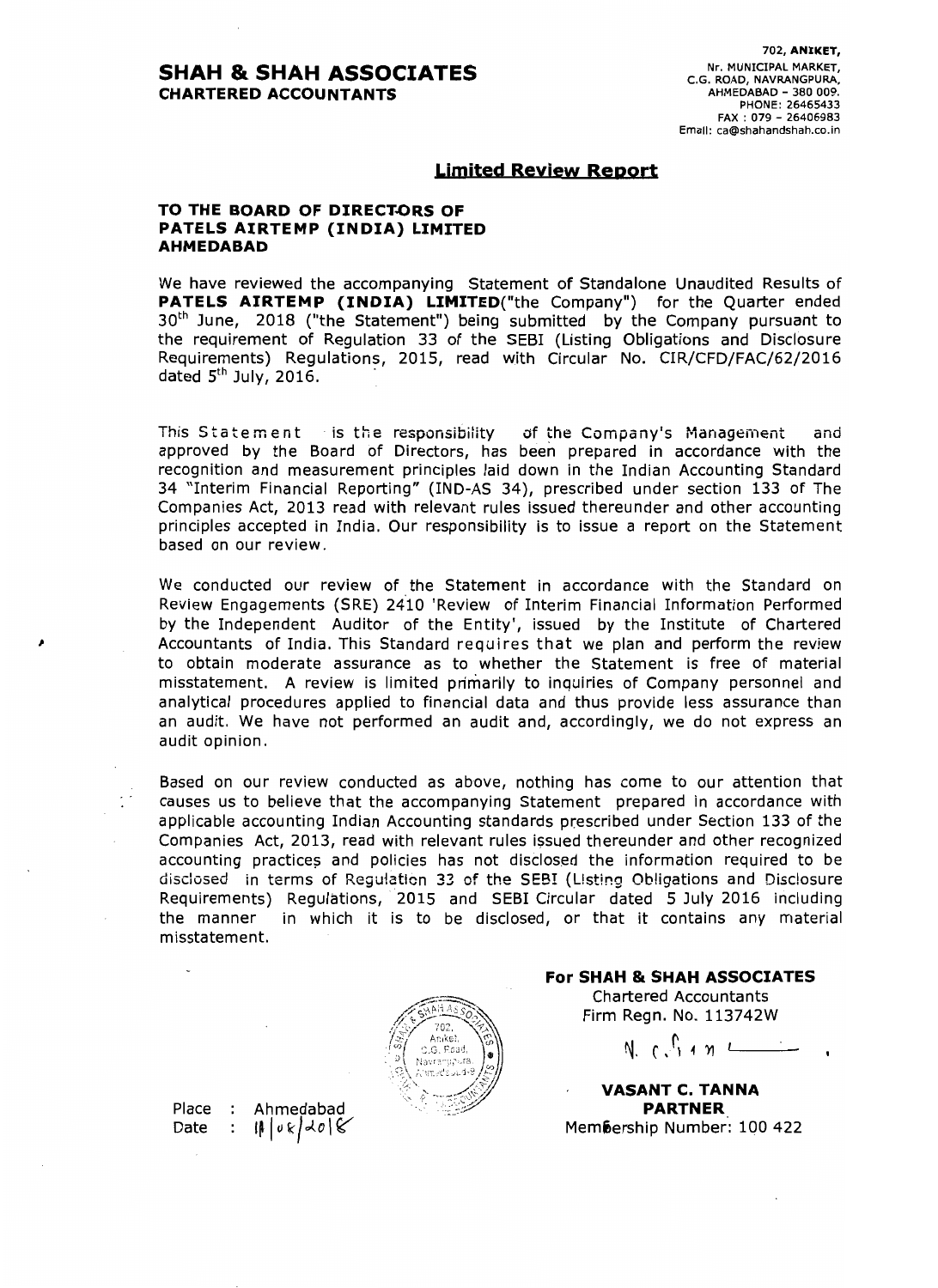**SHAH & SHAH ASSOCIATES**
**CHARTERED ACCOUNTANTS**

702, ANIKET,
Nr. MUNICIPAL MARKET,
C.G. ROAD, NAVRANGPURA,
AHMEDABAD - 380 009.
PHONE: 26465433
FAX : 079 - 26406983
Email: ca@shahandshah.co.in

## Limited Review Report

**TO THE BOARD OF DIRECTORS OF**
**PATELS AIRTEMP (INDIA) LIMITED**
**AHMEDABAD**

We have reviewed the accompanying Statement of Standalone Unaudited Results of **PATELS AIRTEMP (INDIA) LIMITED**("the Company") for the Quarter ended 30th June, 2018 ("the Statement") being submitted by the Company pursuant to the requirement of Regulation 33 of the SEBI (Listing Obligations and Disclosure Requirements) Regulations, 2015, read with Circular No. CIR/CFD/FAC/62/2016 dated 5th July, 2016.

This Statement is the responsibility of the Company's Management and approved by the Board of Directors, has been prepared in accordance with the recognition and measurement principles laid down in the Indian Accounting Standard 34 "Interim Financial Reporting" (IND-AS 34), prescribed under section 133 of The Companies Act, 2013 read with relevant rules issued thereunder and other accounting principles accepted in India. Our responsibility is to issue a report on the Statement based on our review.

We conducted our review of the Statement in accordance with the Standard on Review Engagements (SRE) 2410 'Review of Interim Financial Information Performed by the Independent Auditor of the Entity', issued by the Institute of Chartered Accountants of India. This Standard requires that we plan and perform the review to obtain moderate assurance as to whether the Statement is free of material misstatement. A review is limited primarily to inquiries of Company personnel and analytical procedures applied to financial data and thus provide less assurance than an audit. We have not performed an audit and, accordingly, we do not express an audit opinion.

Based on our review conducted as above, nothing has come to our attention that causes us to believe that the accompanying Statement prepared in accordance with applicable accounting Indian Accounting standards prescribed under Section 133 of the Companies Act, 2013, read with relevant rules issued thereunder and other recognized accounting practices and policies has not disclosed the information required to be disclosed in terms of Regulation 33 of the SEBI (Listing Obligations and Disclosure Requirements) Regulations, 2015 and SEBI Circular dated 5 July 2016 including the manner in which it is to be disclosed, or that it contains any material misstatement.

**For SHAH & SHAH ASSOCIATES**
Chartered Accountants
Firm Regn. No. 113742W

**VASANT C. TANNA**
**PARTNER**
Membership Number: 100 422

Place : Ahmedabad
Date : 11/08/2018